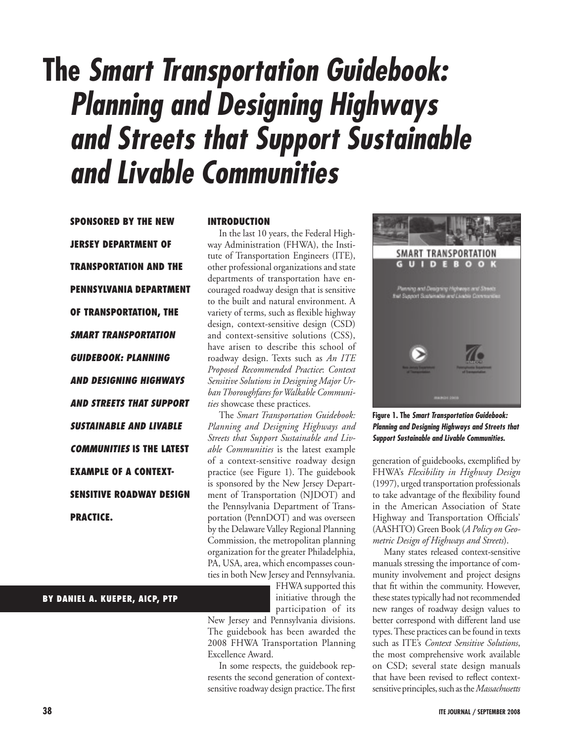# The *Smart Transportation Guidebook: Planning and Designing Highways and Streets that Support Sustainable and Livable Communities*

**SPONSORED BY THE NEW JERSEY DEPARTMENT OF TRANSPORTATION AND THE PENNSYLVANIA DEPARTMENT OF TRANSPORTATION, THE *SMART TRANSPORTATION GUIDEBOOK: PLANNING AND DESIGNING HIGHWAYS AND STREETS THAT SUPPORT SUSTAINABLE AND LIVABLE COMMUNITIES* IS THE LATEST EXAMPLE OF A CONTEXT-SENSITIVE ROADWAY DESIGN PRACTICE.**

**BY DANIEL A. KUEPER, AICP, PTP**

## INTRODUCTION

In the last 10 years, the Federal Highway Administration (FHWA), the Institute of Transportation Engineers (ITE), other professional organizations and state departments of transportation have encouraged roadway design that is sensitive to the built and natural environment. A variety of terms, such as flexible highway design, context-sensitive design (CSD) and context-sensitive solutions (CSS), have arisen to describe this school of roadway design. Texts such as *An ITE Proposed Recommended Practice*: *Context Sensitive Solutions in Designing Major Urban Thoroughfares for Walkable Communities* showcase these practices.

The *Smart Transportation Guidebook: Planning and Designing Highways and Streets that Support Sustainable and Livable Communities* is the latest example of a context-sensitive roadway design practice (see Figure 1). The guidebook is sponsored by the New Jersey Department of Transportation (NJDOT) and the Pennsylvania Department of Transportation (PennDOT) and was overseen by the Delaware Valley Regional Planning Commission, the metropolitan planning organization for the greater Philadelphia, PA, USA, area, which encompasses counties in both New Jersey and Pennsylvania. FHWA supported this initiative through the participation of its New Jersey and Pennsylvania divisions. The guidebook has been awarded the 2008 FHWA Transportation Planning Excellence Award.

In some respects, the guidebook represents the second generation of context-sensitive roadway design practice. The first generation of guidebooks, exemplified by FHWA's *Flexibility in Highway Design* (1997), urged transportation professionals to take advantage of the flexibility found in the American Association of State Highway and Transportation Officials' (AASHTO) Green Book (*A Policy on Geometric Design of Highways and Streets*).

**Figure 1. The *Smart Transportation Guidebook: Planning and Designing Highways and Streets that Support Sustainable and Livable Communities.***

Many states released context-sensitive manuals stressing the importance of community involvement and project designs that fit within the community. However, these states typically had not recommended new ranges of roadway design values to better correspond with different land use types. These practices can be found in texts such as ITE's *Context Sensitive Solutions*, the most comprehensive work available on CSD; several state design manuals that have been revised to reflect context-sensitive principles, such as the *Massachusetts*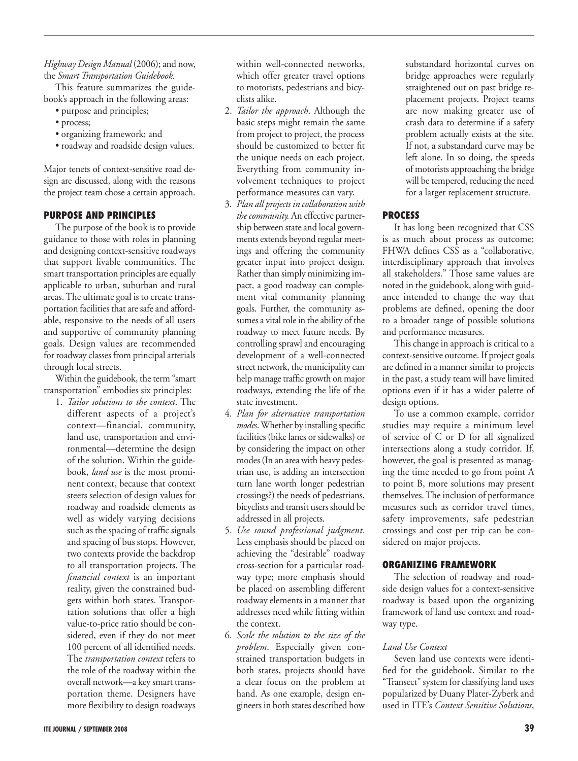*Highway Design Manual* (2006); and now, the *Smart Transportation Guidebook.*

This feature summarizes the guidebook's approach in the following areas:

- purpose and principles;
- process;
- organizing framework; and
- roadway and roadside design values.

Major tenets of context-sensitive road design are discussed, along with the reasons the project team chose a certain approach.

## PURPOSE AND PRINCIPLES

The purpose of the book is to provide guidance to those with roles in planning and designing context-sensitive roadways that support livable communities. The smart transportation principles are equally applicable to urban, suburban and rural areas. The ultimate goal is to create transportation facilities that are safe and affordable, responsive to the needs of all users and supportive of community planning goals. Design values are recommended for roadway classes from principal arterials through local streets.

Within the guidebook, the term "smart transportation" embodies six principles:

1. *Tailor solutions to the context*. The different aspects of a project's context—financial, community, land use, transportation and environmental—determine the design of the solution. Within the guidebook, *land use* is the most prominent context, because that context steers selection of design values for roadway and roadside elements as well as widely varying decisions such as the spacing of traffic signals and spacing of bus stops. However, two contexts provide the backdrop to all transportation projects. The *financial context* is an important reality, given the constrained budgets within both states. Transportation solutions that offer a high value-to-price ratio should be considered, even if they do not meet 100 percent of all identified needs. The *transportation context* refers to the role of the roadway within the overall network—a key smart transportation theme. Designers have more flexibility to design roadways within well-connected networks, which offer greater travel options to motorists, pedestrians and bicyclists alike.
2. *Tailor the approach*. Although the basic steps might remain the same from project to project, the process should be customized to better fit the unique needs on each project. Everything from community involvement techniques to project performance measures can vary.
3. *Plan all projects in collaboration with the community.* An effective partnership between state and local governments extends beyond regular meetings and offering the community greater input into project design. Rather than simply minimizing impact, a good roadway can complement vital community planning goals. Further, the community assumes a vital role in the ability of the roadway to meet future needs. By controlling sprawl and encouraging development of a well-connected street network, the municipality can help manage traffic growth on major roadways, extending the life of the state investment.
4. *Plan for alternative transportation modes*. Whether by installing specific facilities (bike lanes or sidewalks) or by considering the impact on other modes (In an area with heavy pedestrian use, is adding an intersection turn lane worth longer pedestrian crossings?) the needs of pedestrians, bicyclists and transit users should be addressed in all projects.
5. *Use sound professional judgment*. Less emphasis should be placed on achieving the "desirable" roadway cross-section for a particular roadway type; more emphasis should be placed on assembling different roadway elements in a manner that addresses need while fitting within the context.
6. *Scale the solution to the size of the problem*. Especially given constrained transportation budgets in both states, projects should have a clear focus on the problem at hand. As one example, design engineers in both states described how substandard horizontal curves on bridge approaches were regularly straightened out on past bridge replacement projects. Project teams are now making greater use of crash data to determine if a safety problem actually exists at the site. If not, a substandard curve may be left alone. In so doing, the speeds of motorists approaching the bridge will be tempered, reducing the need for a larger replacement structure.

## PROCESS

It has long been recognized that CSS is as much about process as outcome; FHWA defines CSS as a "collaborative, interdisciplinary approach that involves all stakeholders." Those same values are noted in the guidebook, along with guidance intended to change the way that problems are defined, opening the door to a broader range of possible solutions and performance measures.

This change in approach is critical to a context-sensitive outcome. If project goals are defined in a manner similar to projects in the past, a study team will have limited options even if it has a wider palette of design options.

To use a common example, corridor studies may require a minimum level of service of C or D for all signalized intersections along a study corridor. If, however, the goal is presented as managing the time needed to go from point A to point B, more solutions may present themselves. The inclusion of performance measures such as corridor travel times, safety improvements, safe pedestrian crossings and cost per trip can be considered on major projects.

## ORGANIZING FRAMEWORK

The selection of roadway and roadside design values for a context-sensitive roadway is based upon the organizing framework of land use context and roadway type.

### *Land Use Context*

Seven land use contexts were identified for the guidebook. Similar to the "Transect" system for classifying land uses popularized by Duany Plater-Zyberk and used in ITE's *Context Sensitive Solutions*,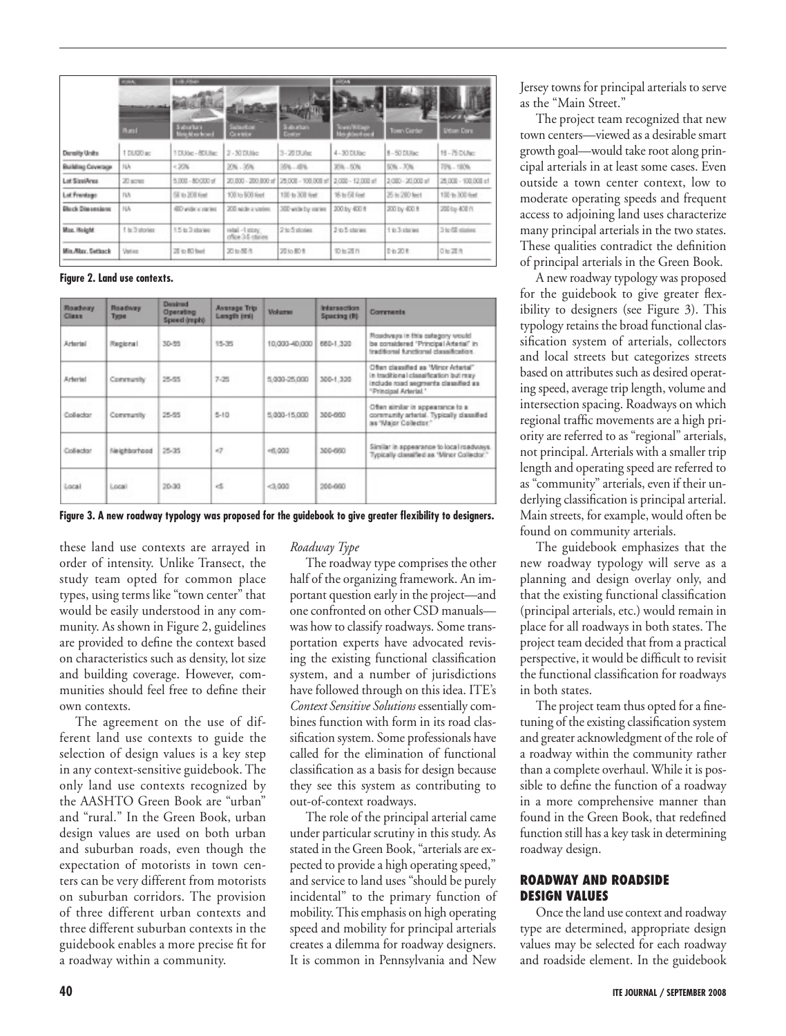| | Rural | Suburban | | | Urban | | |
|---|---|---|---|---|---|---|---|
| | Rural | Suburban Neighborhood | Suburban Corridor | Suburban Center | Town/Village Neighborhood | Town Center | Urban Core |
| **Density Units** | 1 DU/20 ac | 1 DU/ac - 8DU/ac | 2 - 30 DU/ac | 3 - 20 DU/ac | 4 - 30 DU/ac | 8 - 50 DU/ac | 16 - 75 DU/ac |
| **Building Coverage** | NA | < 20% | 20% - 35% | 35% - 45% | 35% - 50% | 50% - 70% | 70% - 100% |
| **Lot Size/Area** | 20 acres | 5,000 - 80,000 sf | 20,000 - 200,000 sf | 25,000 - 100,000 sf | 2,000 - 12,000 sf | 2,000 - 20,000 sf | 25,000 - 100,000 sf |
| **Lot Frontage** | NA | 50 to 200 feet | 100 to 500 feet | 100 to 300 feet | 18 to 50 feet | 25 to 200 feet | 100 to 300 feet |
| **Block Dimensions** | NA | 400 wide x varies | 200 wide x varies | 300 wide by varies | 200 by 400 ft | 200 by 400 ft | 200 by 400 ft |
| **Max. Height** | 1 to 3 stories | 1.5 to 3 stories | retail - 1 story; office 3-5 stories | 2 to 5 stories | 2 to 5 stories | 1 to 3 stories | 3 to 60 stories |
| **Min./Max. Setback** | Varies | 20 to 80 feet | 20 to 80 ft | 20 to 80 ft | 10 to 20 ft | 0 to 20 ft | 0 to 20 ft |

**Figure 2. Land use contexts.**

| Roadway Class | Roadway Type | Desired Operating Speed (mph) | Average Trip Length (mi) | Volume | Intersection Spacing (ft) | Comments |
|---|---|---|---|---|---|---|
| Arterial | Regional | 30-55 | 15-35 | 10,000-40,000 | 660-1,320 | Roadways in this category would be considered "Principal Arterial" in traditional functional classification. |
| Arterial | Community | 25-55 | 7-25 | 5,000-25,000 | 300-1,320 | Often classified as "Minor Arterial" in traditional classification but may include road segments classified as "Principal Arterial." |
| Collector | Community | 25-55 | 5-10 | 5,000-15,000 | 300-660 | Often similar in appearance to a community arterial. Typically classified as "Major Collector." |
| Collector | Neighborhood | 25-35 | <7 | <6,000 | 300-660 | Similar in appearance to local roadways. Typically classified as "Minor Collector." |
| Local | Local | 20-30 | <5 | <3,000 | 200-660 | |

**Figure 3. A new roadway typology was proposed for the guidebook to give greater flexibility to designers.**

these land use contexts are arrayed in order of intensity. Unlike Transect, the study team opted for common place types, using terms like "town center" that would be easily understood in any community. As shown in Figure 2, guidelines are provided to define the context based on characteristics such as density, lot size and building coverage. However, communities should feel free to define their own contexts.

The agreement on the use of different land use contexts to guide the selection of design values is a key step in any context-sensitive guidebook. The only land use contexts recognized by the AASHTO Green Book are "urban" and "rural." In the Green Book, urban design values are used on both urban and suburban roads, even though the expectation of motorists in town centers can be very different from motorists on suburban corridors. The provision of three different urban contexts and three different suburban contexts in the guidebook enables a more precise fit for a roadway within a community.

*Roadway Type*

The roadway type comprises the other half of the organizing framework. An important question early in the project—and one confronted on other CSD manuals—was how to classify roadways. Some transportation experts have advocated revising the existing functional classification system, and a number of jurisdictions have followed through on this idea. ITE's *Context Sensitive Solutions* essentially combines function with form in its road classification system. Some professionals have called for the elimination of functional classification as a basis for design because they see this system as contributing to out-of-context roadways.

The role of the principal arterial came under particular scrutiny in this study. As stated in the Green Book, "arterials are expected to provide a high operating speed," and service to land uses "should be purely incidental" to the primary function of mobility. This emphasis on high operating speed and mobility for principal arterials creates a dilemma for roadway designers. It is common in Pennsylvania and New Jersey towns for principal arterials to serve as the "Main Street."

The project team recognized that new town centers—viewed as a desirable smart growth goal—would take root along principal arterials in at least some cases. Even outside a town center context, low to moderate operating speeds and frequent access to adjoining land uses characterize many principal arterials in the two states. These qualities contradict the definition of principal arterials in the Green Book.

A new roadway typology was proposed for the guidebook to give greater flexibility to designers (see Figure 3). This typology retains the broad functional classification system of arterials, collectors and local streets but categorizes streets based on attributes such as desired operating speed, average trip length, volume and intersection spacing. Roadways on which regional traffic movements are a high priority are referred to as "regional" arterials, not principal. Arterials with a smaller trip length and operating speed are referred to as "community" arterials, even if their underlying classification is principal arterial. Main streets, for example, would often be found on community arterials.

The guidebook emphasizes that the new roadway typology will serve as a planning and design overlay only, and that the existing functional classification (principal arterials, etc.) would remain in place for all roadways in both states. The project team decided that from a practical perspective, it would be difficult to revisit the functional classification for roadways in both states.

The project team thus opted for a fine-tuning of the existing classification system and greater acknowledgment of the role of a roadway within the community rather than a complete overhaul. While it is possible to define the function of a roadway in a more comprehensive manner than found in the Green Book, that redefined function still has a key task in determining roadway design.

## ROADWAY AND ROADSIDE DESIGN VALUES

Once the land use context and roadway type are determined, appropriate design values may be selected for each roadway and roadside element. In the guidebook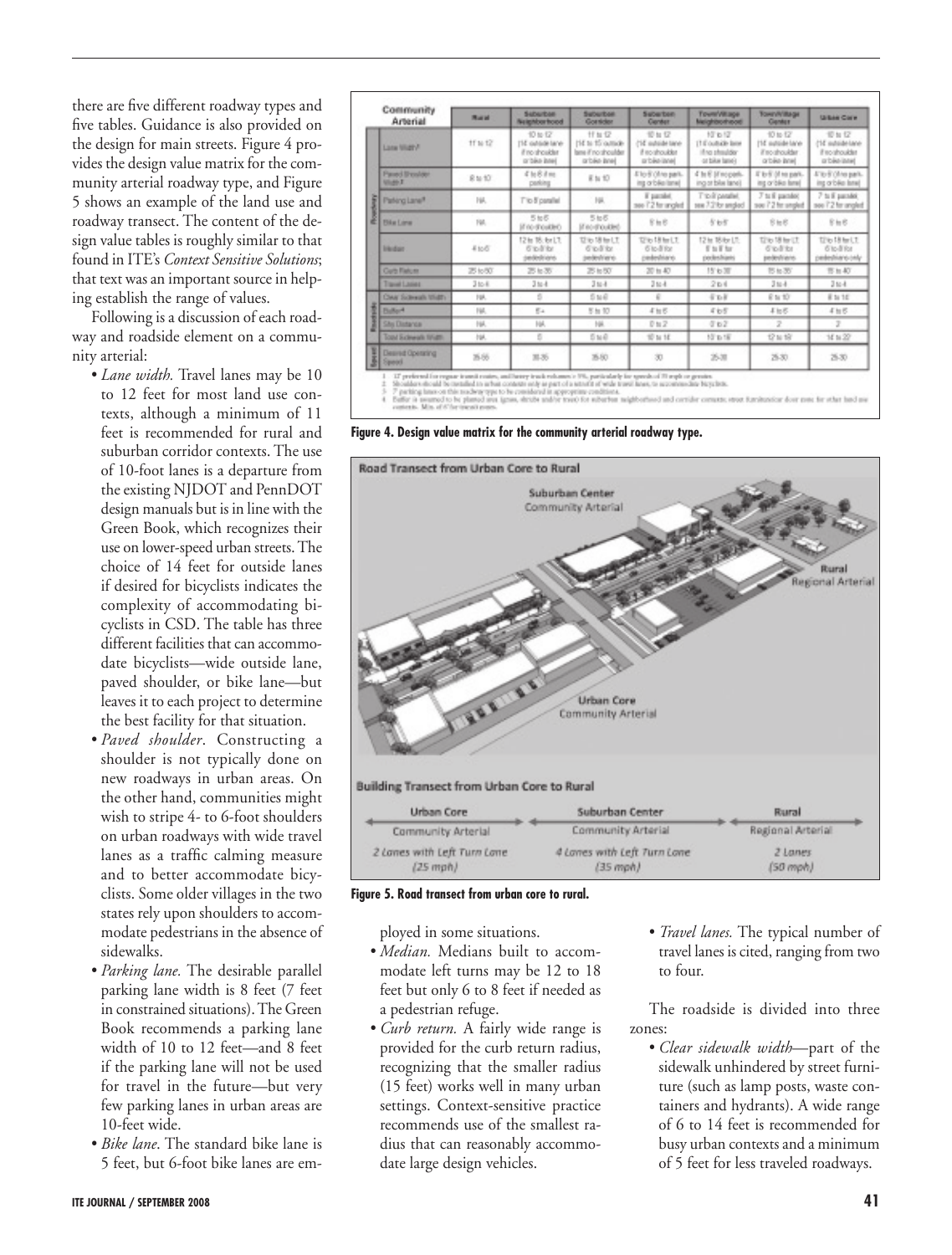there are five different roadway types and five tables. Guidance is also provided on the design for main streets. Figure 4 provides the design value matrix for the community arterial roadway type, and Figure 5 shows an example of the land use and roadway transect. The content of the design value tables is roughly similar to that found in ITE's *Context Sensitive Solutions*; that text was an important source in helping establish the range of values.

| | Community Arterial | Rural | Suburban Neighborhood | Suburban Corridor | Suburban Center | Town/Village Neighborhood | Town/Village Center | Urban Core |
|---|---|---|---|---|---|---|---|---|
| Roadway | Lane Width[1] | 11 to 12 | 10 to 12 (14' outside lane if no shoulder or bike lane) | 11 to 12 (14' to 15' outside lane if no shoulder or bike lane) | 10 to 12 (14' outside lane if no shoulder or bike lane) | 10 to 12 (14' outside lane if no shoulder or bike lane) | 10 to 12 (14' outside lane if no shoulder or bike lane) | 10 to 12 (14' outside lane if no shoulder or bike lane) |
| | Paved Shoulder Width[2] | 8 to 10 | 4 to 6 if no parking | 8 to 10 | 4 to 6' (if no parking or bike lane) | 4 to 6' (if no parking or bike lane) | 4 to 6' (if no parking or bike lane) | 4 to 6' (if no parking or bike lane) |
| | Parking Lane[3] | NA | 7' to 8' parallel | NA | 8' parallel; see 7.2 for angled | 7' to 8' parallel; see 7.2 for angled | 7 to 8' parallel; see 7.2 for angled | 7 to 8' parallel; see 7.2 for angled |
| | Bike Lane | NA | 5 to 6 (if no shoulder) | 5 to 6 (if no shoulder) | 5 to 6 | 5 to 6 | 5 to 6 | 5 to 6 |
| | Median | 4 to 6 | 12 to 18 for LT; 6 to 8 for pedestrians | 12 to 18 for LT; 6 to 8 for pedestrians | 12 to 18 for LT; 6 to 8 for pedestrians | 12 to 18 for LT; 8 to 8 for pedestrians | 12 to 18 for LT; 6 to 8 for pedestrians | 12 to 18 for LT; 6 to 8 for pedestrians only |
| | Curb Return | 25 to 50 | 25 to 35 | 25 to 50 | 20 to 40 | 15 to 30 | 15 to 35 | 15 to 40 |
| | Travel Lanes | 2 to 4 | 2 to 4 | 2 to 4 | 2 to 4 | 2 to 4 | 2 to 4 | 2 to 4 |
| Roadside | Clear Sidewalk Width | NA | 5 | 5 to 6 | 6 | 6 to 8 | 6 to 10 | 8 to 14 |
| | Buffer[4] | NA | 6+ | 5 to 10 | 4 to 6 | 4 to 6 | 4 to 6 | 4 to 6 |
| | Shy Distance | NA | NA | NA | 0 to 2 | 0 to 2 | 2 | 2 |
| | Total Sidewalk Width | NA | 5 | 5 to 6 | 10 to 14 | 10 to 16 | 12 to 18 | 14 to 22 |
| Speed | Desired Operating Speed | 35-55 | 30-35 | 35-50 | 30 | 25-30 | 25-30 | 25-30 |

1 12' preferred for regular transit routes, and heavy truck volumes > 5%, particularly for speeds of 35 mph or greater.
2 Shoulders should be installed in urban contexts only as part of a retrofit of wide travel lanes, to accommodate bicyclists.
3 7' parking lanes on this roadway type to be considered in appropriate conditions.
4 Buffer is assumed to be planted area (grass, shrubs and/or trees) for suburban neighborhood and corridor contexts; street furniture/car door zone for other land use contexts. Min. of 6' for transit stops.

**Figure 4. Design value matrix for the community arterial roadway type.**

**Figure 5. Road transect from urban core to rural.**

Following is a discussion of each roadway and roadside element on a community arterial:

- *Lane width.* Travel lanes may be 10 to 12 feet for most land use contexts, although a minimum of 11 feet is recommended for rural and suburban corridor contexts. The use of 10-foot lanes is a departure from the existing NJDOT and PennDOT design manuals but is in line with the Green Book, which recognizes their use on lower-speed urban streets. The choice of 14 feet for outside lanes if desired for bicyclists indicates the complexity of accommodating bicyclists in CSD. The table has three different facilities that can accommodate bicyclists—wide outside lane, paved shoulder, or bike lane—but leaves it to each project to determine the best facility for that situation.
- *Paved shoulder*. Constructing a shoulder is not typically done on new roadways in urban areas. On the other hand, communities might wish to stripe 4- to 6-foot shoulders on urban roadways with wide travel lanes as a traffic calming measure and to better accommodate bicyclists. Some older villages in the two states rely upon shoulders to accommodate pedestrians in the absence of sidewalks.
- *Parking lane.* The desirable parallel parking lane width is 8 feet (7 feet in constrained situations). The Green Book recommends a parking lane width of 10 to 12 feet—and 8 feet if the parking lane will not be used for travel in the future—but very few parking lanes in urban areas are 10-feet wide.
- *Bike lane*. The standard bike lane is 5 feet, but 6-foot bike lanes are employed in some situations.
- *Median.* Medians built to accommodate left turns may be 12 to 18 feet but only 6 to 8 feet if needed as a pedestrian refuge.
- *Curb return.* A fairly wide range is provided for the curb return radius, recognizing that the smaller radius (15 feet) works well in many urban settings. Context-sensitive practice recommends use of the smallest radius that can reasonably accommodate large design vehicles.
- *Travel lanes.* The typical number of travel lanes is cited, ranging from two to four.

The roadside is divided into three zones:

- *Clear sidewalk width*—part of the sidewalk unhindered by street furniture (such as lamp posts, waste containers and hydrants). A wide range of 6 to 14 feet is recommended for busy urban contexts and a minimum of 5 feet for less traveled roadways.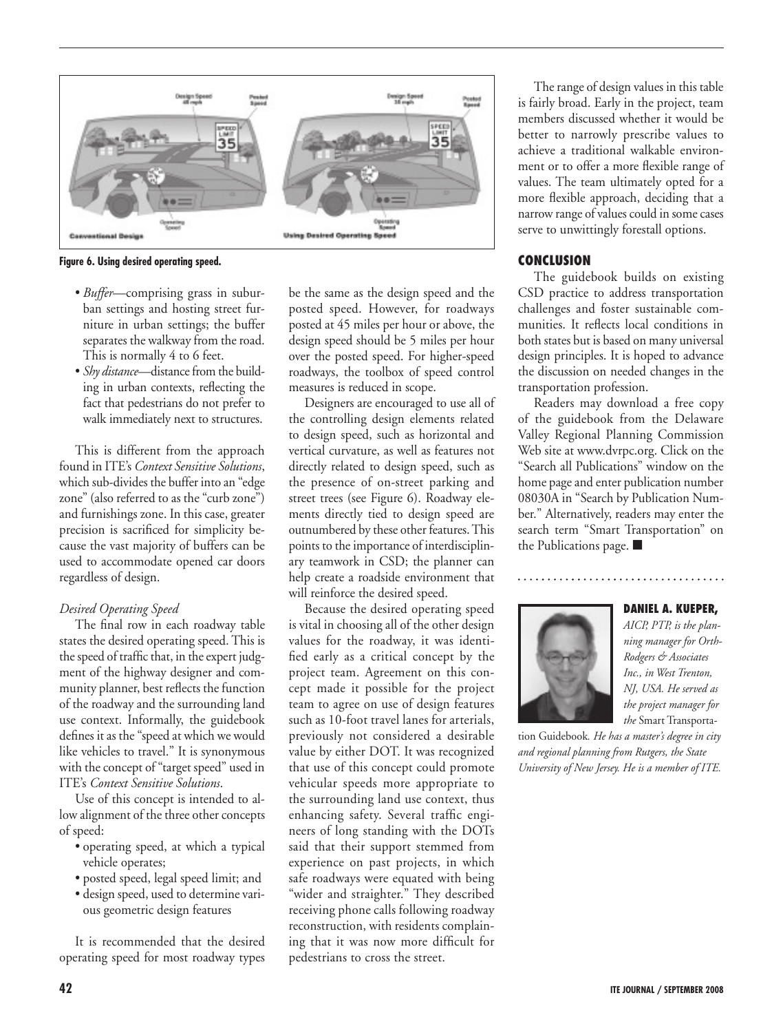Design Speed 40 mph

Posted Speed

SPEED LIMIT 35

Operating Speed

Conventional Design

Design Speed 35 mph

Posted Speed

SPEED LIMIT 35

Operating Speed

Using Desired Operating Speed

**Figure 6. Using desired operating speed.**

- *Buffer*—comprising grass in suburban settings and hosting street furniture in urban settings; the buffer separates the walkway from the road. This is normally 4 to 6 feet.
- *Shy distance*—distance from the building in urban contexts, reflecting the fact that pedestrians do not prefer to walk immediately next to structures.

This is different from the approach found in ITE's *Context Sensitive Solutions*, which sub-divides the buffer into an "edge zone" (also referred to as the "curb zone") and furnishings zone. In this case, greater precision is sacrificed for simplicity because the vast majority of buffers can be used to accommodate opened car doors regardless of design.

*Desired Operating Speed*

The final row in each roadway table states the desired operating speed. This is the speed of traffic that, in the expert judgment of the highway designer and community planner, best reflects the function of the roadway and the surrounding land use context. Informally, the guidebook defines it as the "speed at which we would like vehicles to travel." It is synonymous with the concept of "target speed" used in ITE's *Context Sensitive Solutions*.

Use of this concept is intended to allow alignment of the three other concepts of speed:

- operating speed, at which a typical vehicle operates;
- posted speed, legal speed limit; and
- design speed, used to determine various geometric design features

It is recommended that the desired operating speed for most roadway types be the same as the design speed and the posted speed. However, for roadways posted at 45 miles per hour or above, the design speed should be 5 miles per hour over the posted speed. For higher-speed roadways, the toolbox of speed control measures is reduced in scope.

Designers are encouraged to use all of the controlling design elements related to design speed, such as horizontal and vertical curvature, as well as features not directly related to design speed, such as the presence of on-street parking and street trees (see Figure 6). Roadway elements directly tied to design speed are outnumbered by these other features. This points to the importance of interdisciplinary teamwork in CSD; the planner can help create a roadside environment that will reinforce the desired speed.

Because the desired operating speed is vital in choosing all of the other design values for the roadway, it was identified early as a critical concept by the project team. Agreement on this concept made it possible for the project team to agree on use of design features such as 10-foot travel lanes for arterials, previously not considered a desirable value by either DOT. It was recognized that use of this concept could promote vehicular speeds more appropriate to the surrounding land use context, thus enhancing safety. Several traffic engineers of long standing with the DOTs said that their support stemmed from experience on past projects, in which safe roadways were equated with being "wider and straighter." They described receiving phone calls following roadway reconstruction, with residents complaining that it was now more difficult for pedestrians to cross the street.

The range of design values in this table is fairly broad. Early in the project, team members discussed whether it would be better to narrowly prescribe values to achieve a traditional walkable environment or to offer a more flexible range of values. The team ultimately opted for a more flexible approach, deciding that a narrow range of values could in some cases serve to unwittingly forestall options.

## CONCLUSION

The guidebook builds on existing CSD practice to address transportation challenges and foster sustainable communities. It reflects local conditions in both states but is based on many universal design principles. It is hoped to advance the discussion on needed changes in the transportation profession.

Readers may download a free copy of the guidebook from the Delaware Valley Regional Planning Commission Web site at www.dvrpc.org. Click on the "Search all Publications" window on the home page and enter publication number 08030A in "Search by Publication Number." Alternatively, readers may enter the search term "Smart Transportation" on the Publications page. ■

**DANIEL A. KUEPER,** *AICP, PTP, is the planning manager for Orth-Rodgers & Associates Inc., in West Trenton, NJ, USA. He served as the project manager for the* Smart Transportation Guidebook. *He has a master's degree in city and regional planning from Rutgers, the State University of New Jersey. He is a member of ITE.*